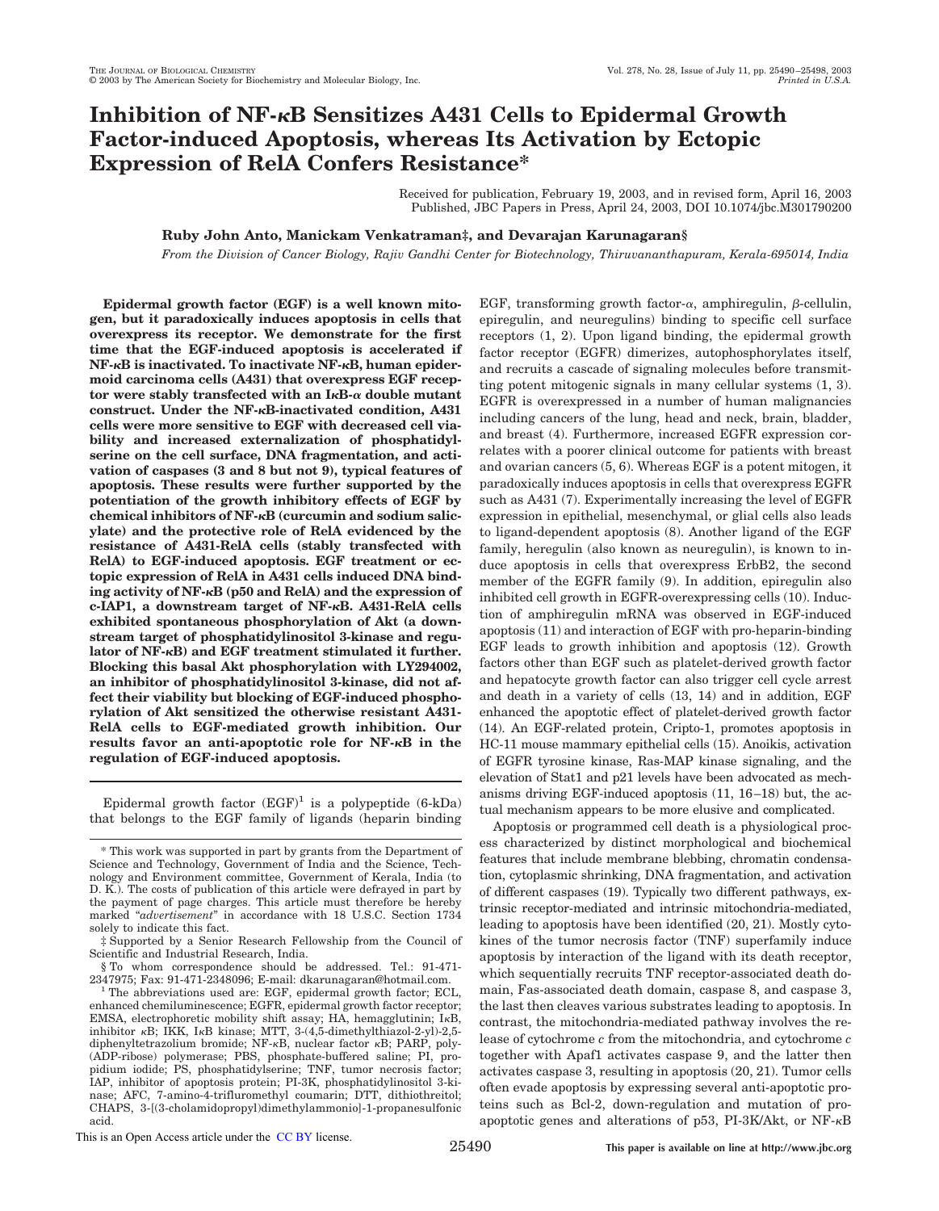# Inhibition of NF-κB Sensitizes A431 Cells to Epidermal Growth Factor-induced Apoptosis, whereas Its Activation by Ectopic Expression of RelA Confers Resistance*

Received for publication, February 19, 2003, and in revised form, April 16, 2003
Published, JBC Papers in Press, April 24, 2003, DOI 10.1074/jbc.M301790200

**Ruby John Anto, Manickam Venkatraman‡, and Devarajan Karunagaran§**

*From the Division of Cancer Biology, Rajiv Gandhi Center for Biotechnology, Thiruvananthapuram, Kerala-695014, India*

**Epidermal growth factor (EGF) is a well known mitogen, but it paradoxically induces apoptosis in cells that overexpress its receptor. We demonstrate for the first time that the EGF-induced apoptosis is accelerated if NF-κB is inactivated. To inactivate NF-κB, human epidermoid carcinoma cells (A431) that overexpress EGF receptor were stably transfected with an IκB-α double mutant construct. Under the NF-κB-inactivated condition, A431 cells were more sensitive to EGF with decreased cell viability and increased externalization of phosphatidylserine on the cell surface, DNA fragmentation, and activation of caspases (3 and 8 but not 9), typical features of apoptosis. These results were further supported by the potentiation of the growth inhibitory effects of EGF by chemical inhibitors of NF-κB (curcumin and sodium salicylate) and the protective role of RelA evidenced by the resistance of A431-RelA cells (stably transfected with RelA) to EGF-induced apoptosis. EGF treatment or ectopic expression of RelA in A431 cells induced DNA binding activity of NF-κB (p50 and RelA) and the expression of c-IAP1, a downstream target of NF-κB. A431-RelA cells exhibited spontaneous phosphorylation of Akt (a downstream target of phosphatidylinositol 3-kinase and regulator of NF-κB) and EGF treatment stimulated it further. Blocking this basal Akt phosphorylation with LY294002, an inhibitor of phosphatidylinositol 3-kinase, did not affect their viability but blocking of EGF-induced phosphorylation of Akt sensitized the otherwise resistant A431-RelA cells to EGF-mediated growth inhibition. Our results favor an anti-apoptotic role for NF-κB in the regulation of EGF-induced apoptosis.**

Epidermal growth factor (EGF)[1] is a polypeptide (6-kDa) that belongs to the EGF family of ligands (heparin binding EGF, transforming growth factor-α, amphiregulin, β-cellulin, epiregulin, and neuregulins) binding to specific cell surface receptors (1, 2). Upon ligand binding, the epidermal growth factor receptor (EGFR) dimerizes, autophosphorylates itself, and recruits a cascade of signaling molecules before transmitting potent mitogenic signals in many cellular systems (1, 3). EGFR is overexpressed in a number of human malignancies including cancers of the lung, head and neck, brain, bladder, and breast (4). Furthermore, increased EGFR expression correlates with a poorer clinical outcome for patients with breast and ovarian cancers (5, 6). Whereas EGF is a potent mitogen, it paradoxically induces apoptosis in cells that overexpress EGFR such as A431 (7). Experimentally increasing the level of EGFR expression in epithelial, mesenchymal, or glial cells also leads to ligand-dependent apoptosis (8). Another ligand of the EGF family, heregulin (also known as neuregulin), is known to induce apoptosis in cells that overexpress ErbB2, the second member of the EGFR family (9). In addition, epiregulin also inhibited cell growth in EGFR-overexpressing cells (10). Induction of amphiregulin mRNA was observed in EGF-induced apoptosis (11) and interaction of EGF with pro-heparin-binding EGF leads to growth inhibition and apoptosis (12). Growth factors other than EGF such as platelet-derived growth factor and hepatocyte growth factor can also trigger cell cycle arrest and death in a variety of cells (13, 14) and in addition, EGF enhanced the apoptotic effect of platelet-derived growth factor (14). An EGF-related protein, Cripto-1, promotes apoptosis in HC-11 mouse mammary epithelial cells (15). Anoikis, activation of EGFR tyrosine kinase, Ras-MAP kinase signaling, and the elevation of Stat1 and p21 levels have been advocated as mechanisms driving EGF-induced apoptosis (11, 16–18) but, the actual mechanism appears to be more elusive and complicated.

Apoptosis or programmed cell death is a physiological process characterized by distinct morphological and biochemical features that include membrane blebbing, chromatin condensation, cytoplasmic shrinking, DNA fragmentation, and activation of different caspases (19). Typically two different pathways, extrinsic receptor-mediated and intrinsic mitochondria-mediated, leading to apoptosis have been identified (20, 21). Mostly cytokines of the tumor necrosis factor (TNF) superfamily induce apoptosis by interaction of the ligand with its death receptor, which sequentially recruits TNF receptor-associated death domain, Fas-associated death domain, caspase 8, and caspase 3, the last then cleaves various substrates leading to apoptosis. In contrast, the mitochondria-mediated pathway involves the release of cytochrome *c* from the mitochondria, and cytochrome *c* together with Apaf1 activates caspase 9, and the latter then activates caspase 3, resulting in apoptosis (20, 21). Tumor cells often evade apoptosis by expressing several anti-apoptotic proteins such as Bcl-2, down-regulation and mutation of pro-apoptotic genes and alterations of p53, PI-3K/Akt, or NF-κB

---

\* This work was supported in part by grants from the Department of Science and Technology, Government of India and the Science, Technology and Environment committee, Government of Kerala, India (to D. K.). The costs of publication of this article were defrayed in part by the payment of page charges. This article must therefore be hereby marked "*advertisement*" in accordance with 18 U.S.C. Section 1734 solely to indicate this fact.

‡ Supported by a Senior Research Fellowship from the Council of Scientific and Industrial Research, India.

§ To whom correspondence should be addressed. Tel.: 91-471-2347975; Fax: 91-471-2348096; E-mail: dkarunagaran@hotmail.com.

[1] The abbreviations used are: EGF, epidermal growth factor; ECL, enhanced chemiluminescence; EGFR, epidermal growth factor receptor; EMSA, electrophoretic mobility shift assay; HA, hemagglutinin; IκB, inhibitor κB; IKK, IκB kinase; MTT, 3-(4,5-dimethylthiazol-2-yl)-2,5-diphenyltetrazolium bromide; NF-κB, nuclear factor κB; PARP, poly-(ADP-ribose) polymerase; PBS, phosphate-buffered saline; PI, propidium iodide; PS, phosphatidylserine; TNF, tumor necrosis factor; IAP, inhibitor of apoptosis protein; PI-3K, phosphatidylinositol 3-kinase; AFC, 7-amino-4-trifluromethyl coumarin; DTT, dithiothreitol; CHAPS, 3-[(3-cholamidopropyl)dimethylammonio]-1-propanesulfonic acid.

This is an Open Access article under the CC BY license.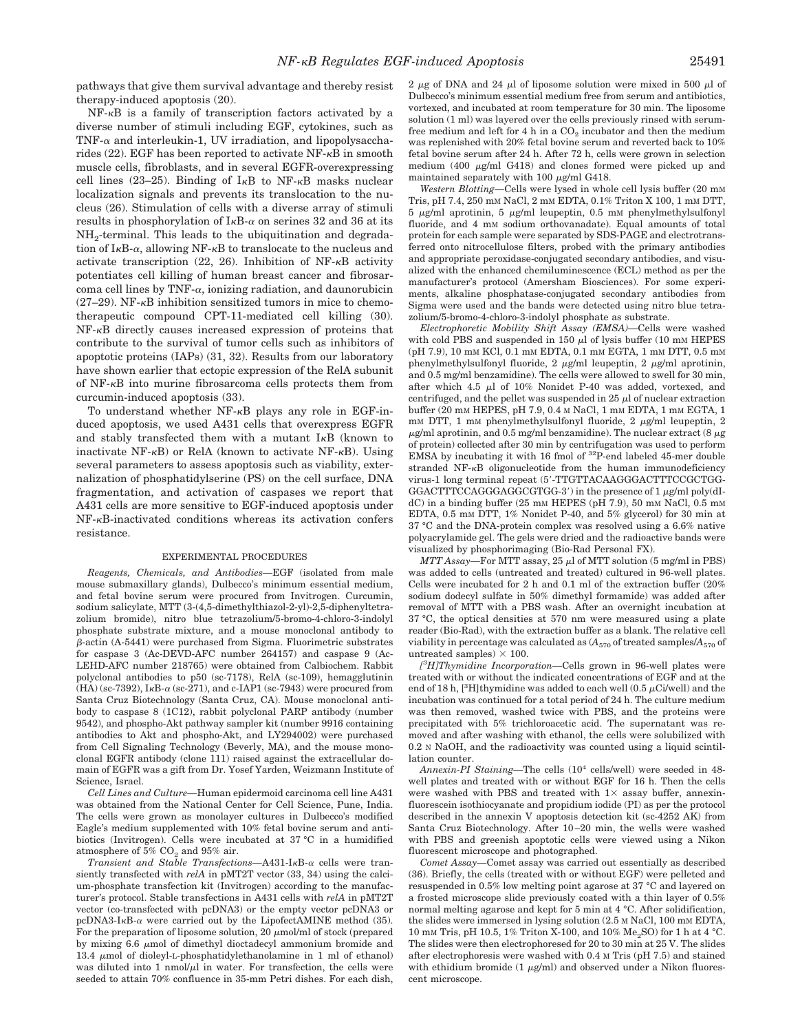pathways that give them survival advantage and thereby resist therapy-induced apoptosis (20).

NF-κB is a family of transcription factors activated by a diverse number of stimuli including EGF, cytokines, such as TNF-α and interleukin-1, UV irradiation, and lipopolysaccharides (22). EGF has been reported to activate NF-κB in smooth muscle cells, fibroblasts, and in several EGFR-overexpressing cell lines (23–25). Binding of IκB to NF-κB masks nuclear localization signals and prevents its translocation to the nucleus (26). Stimulation of cells with a diverse array of stimuli results in phosphorylation of IκB-α on serines 32 and 36 at its $NH_2$-terminal. This leads to the ubiquitination and degradation of IκB-α, allowing NF-κB to translocate to the nucleus and activate transcription (22, 26). Inhibition of NF-κB activity potentiates cell killing of human breast cancer and fibrosarcoma cell lines by TNF-α, ionizing radiation, and daunorubicin (27–29). NF-κB inhibition sensitized tumors in mice to chemotherapeutic compound CPT-11-mediated cell killing (30). NF-κB directly causes increased expression of proteins that contribute to the survival of tumor cells such as inhibitors of apoptotic proteins (IAPs) (31, 32). Results from our laboratory have shown earlier that ectopic expression of the RelA subunit of NF-κB into murine fibrosarcoma cells protects them from curcumin-induced apoptosis (33).

To understand whether NF-κB plays any role in EGF-induced apoptosis, we used A431 cells that overexpress EGFR and stably transfected them with a mutant IκB (known to inactivate NF-κB) or RelA (known to activate NF-κB). Using several parameters to assess apoptosis such as viability, externalization of phosphatidylserine (PS) on the cell surface, DNA fragmentation, and activation of caspases we report that A431 cells are more sensitive to EGF-induced apoptosis under NF-κB-inactivated conditions whereas its activation confers resistance.

## EXPERIMENTAL PROCEDURES

*Reagents, Chemicals, and Antibodies*—EGF (isolated from male mouse submaxillary glands), Dulbecco's minimum essential medium, and fetal bovine serum were procured from Invitrogen. Curcumin, sodium salicylate, MTT (3-(4,5-dimethylthiazol-2-yl)-2,5-diphenyltetrazolium bromide), nitro blue tetrazolium/5-bromo-4-chloro-3-indolyl phosphate substrate mixture, and a mouse monoclonal antibody to β-actin (A-5441) were purchased from Sigma. Fluorimetric substrates for caspase 3 (Ac-DEVD-AFC number 264157) and caspase 9 (Ac-LEHD-AFC number 218765) were obtained from Calbiochem. Rabbit polyclonal antibodies to p50 (sc-7178), RelA (sc-109), hemagglutinin (HA) (sc-7392), IκB-α (sc-271), and c-IAP1 (sc-7943) were procured from Santa Cruz Biotechnology (Santa Cruz, CA). Mouse monoclonal antibody to caspase 8 (1C12), rabbit polyclonal PARP antibody (number 9542), and phospho-Akt pathway sampler kit (number 9916 containing antibodies to Akt and phospho-Akt, and LY294002) were purchased from Cell Signaling Technology (Beverly, MA), and the mouse monoclonal EGFR antibody (clone 111) raised against the extracellular domain of EGFR was a gift from Dr. Yosef Yarden, Weizmann Institute of Science, Israel.

*Cell Lines and Culture*—Human epidermoid carcinoma cell line A431 was obtained from the National Center for Cell Science, Pune, India. The cells were grown as monolayer cultures in Dulbecco's modified Eagle's medium supplemented with 10% fetal bovine serum and antibiotics (Invitrogen). Cells were incubated at 37 °C in a humidified atmosphere of 5% $CO_2$ and 95% air.

*Transient and Stable Transfections*—A431-IκB-α cells were transiently transfected with *relA* in pMT2T vector (33, 34) using the calcium-phosphate transfection kit (Invitrogen) according to the manufacturer's protocol. Stable transfections in A431 cells with *relA* in pMT2T vector (co-transfected with pcDNA3) or the empty vector pcDNA3 or pcDNA3-IκB-α were carried out by the LipofectAMINE method (35). For the preparation of liposome solution, 20 μmol/ml of stock (prepared by mixing 6.6 μmol of dimethyl dioctadecyl ammonium bromide and 13.4 μmol of dioleyl-L-phosphatidylethanolamine in 1 ml of ethanol) was diluted into 1 nmol/μl in water. For transfection, the cells were seeded to attain 70% confluence in 35-mm Petri dishes. For each dish, 2 μg of DNA and 24 μl of liposome solution were mixed in 500 μl of Dulbecco's minimum essential medium free from serum and antibiotics, vortexed, and incubated at room temperature for 30 min. The liposome solution (1 ml) was layered over the cells previously rinsed with serum-free medium and left for 4 h in a $CO_2$ incubator and then the medium was replenished with 20% fetal bovine serum and reverted back to 10% fetal bovine serum after 24 h. After 72 h, cells were grown in selection medium (400 μg/ml G418) and clones formed were picked up and maintained separately with 100 μg/ml G418.

*Western Blotting*—Cells were lysed in whole cell lysis buffer (20 mM Tris, pH 7.4, 250 mM NaCl, 2 mM EDTA, 0.1% Triton X 100, 1 mM DTT, 5 μg/ml aprotinin, 5 μg/ml leupeptin, 0.5 mM phenylmethylsulfonyl fluoride, and 4 mM sodium orthovanadate). Equal amounts of total protein for each sample were separated by SDS-PAGE and electrotransferred onto nitrocellulose filters, probed with the primary antibodies and appropriate peroxidase-conjugated secondary antibodies, and visualized with the enhanced chemiluminescence (ECL) method as per the manufacturer's protocol (Amersham Biosciences). For some experiments, alkaline phosphatase-conjugated secondary antibodies from Sigma were used and the bands were detected using nitro blue tetrazolium/5-bromo-4-chloro-3-indolyl phosphate as substrate.

*Electrophoretic Mobility Shift Assay (EMSA)*—Cells were washed with cold PBS and suspended in 150 μl of lysis buffer (10 mM HEPES (pH 7.9), 10 mM KCl, 0.1 mM EDTA, 0.1 mM EGTA, 1 mM DTT, 0.5 mM phenylmethylsulfonyl fluoride, 2 μg/ml leupeptin, 2 μg/ml aprotinin, and 0.5 mg/ml benzamidine). The cells were allowed to swell for 30 min, after which 4.5 μl of 10% Nonidet P-40 was added, vortexed, and centrifuged, and the pellet was suspended in 25 μl of nuclear extraction buffer (20 mM HEPES, pH 7.9, 0.4 M NaCl, 1 mM EDTA, 1 mM EGTA, 1 mM DTT, 1 mM phenylmethylsulfonyl fluoride, 2 μg/ml leupeptin, 2 μg/ml aprotinin, and 0.5 mg/ml benzamidine). The nuclear extract (8 μg of protein) collected after 30 min by centrifugation was used to perform EMSA by incubating it with 16 fmol of $^{32}$P-end labeled 45-mer double stranded NF-κB oligonucleotide from the human immunodeficiency virus-1 long terminal repeat (5′-TTGTTACAAGGGACTTTCCGCTGGGGACTTTCCAGGGAGGCGTGG-3′) in the presence of 1 μg/ml poly(dI-dC) in a binding buffer (25 mM HEPES (pH 7.9), 50 mM NaCl, 0.5 mM EDTA, 0.5 mM DTT, 1% Nonidet P-40, and 5% glycerol) for 30 min at 37 °C and the DNA-protein complex was resolved using a 6.6% native polyacrylamide gel. The gels were dried and the radioactive bands were visualized by phosphorimaging (Bio-Rad Personal FX).

*MTT Assay*—For MTT assay, 25 μl of MTT solution (5 mg/ml in PBS) was added to cells (untreated and treated) cultured in 96-well plates. Cells were incubated for 2 h and 0.1 ml of the extraction buffer (20% sodium dodecyl sulfate in 50% dimethyl formamide) was added after removal of MTT with a PBS wash. After an overnight incubation at 37 °C, the optical densities at 570 nm were measured using a plate reader (Bio-Rad), with the extraction buffer as a blank. The relative cell viability in percentage was calculated as ($A_{570}$ of treated samples/$A_{570}$ of untreated samples) × 100.

*[$^3$H]Thymidine Incorporation*—Cells grown in 96-well plates were treated with or without the indicated concentrations of EGF and at the end of 18 h, [$^3$H]thymidine was added to each well (0.5 μCi/well) and the incubation was continued for a total period of 24 h. The culture medium was then removed, washed twice with PBS, and the proteins were precipitated with 5% trichloroacetic acid. The supernatant was removed and after washing with ethanol, the cells were solubilized with 0.2 N NaOH, and the radioactivity was counted using a liquid scintillation counter.

*Annexin-PI Staining*—The cells ($10^4$ cells/well) were seeded in 48-well plates and treated with or without EGF for 16 h. Then the cells were washed with PBS and treated with 1× assay buffer, annexin-fluorescein isothiocyanate and propidium iodide (PI) as per the protocol described in the annexin V apoptosis detection kit (sc-4252 AK) from Santa Cruz Biotechnology. After 10–20 min, the wells were washed with PBS and greenish apoptotic cells were viewed using a Nikon fluorescent microscope and photographed.

*Comet Assay*—Comet assay was carried out essentially as described (36). Briefly, the cells (treated with or without EGF) were pelleted and resuspended in 0.5% low melting point agarose at 37 °C and layered on a frosted microscope slide previously coated with a thin layer of 0.5% normal melting agarose and kept for 5 min at 4 °C. After solidification, the slides were immersed in lysing solution (2.5 M NaCl, 100 mM EDTA, 10 mM Tris, pH 10.5, 1% Triton X-100, and 10% $Me_2SO$) for 1 h at 4 °C. The slides were then electrophoresed for 20 to 30 min at 25 V. The slides after electrophoresis were washed with 0.4 M Tris (pH 7.5) and stained with ethidium bromide (1 μg/ml) and observed under a Nikon fluorescent microscope.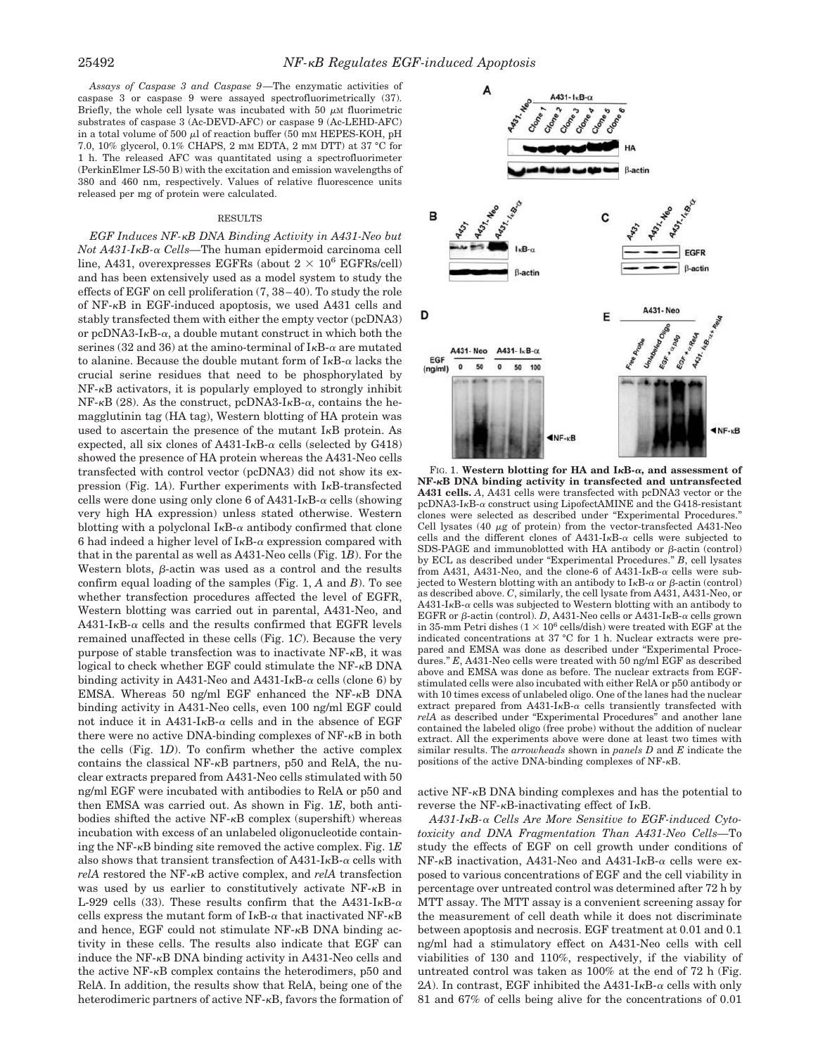*Assays of Caspase 3 and Caspase 9*—The enzymatic activities of caspase 3 or caspase 9 were assayed spectrofluorimetrically (37). Briefly, the whole cell lysate was incubated with 50 μM fluorimetric substrates of caspase 3 (Ac-DEVD-AFC) or caspase 9 (Ac-LEHD-AFC) in a total volume of 500 μl of reaction buffer (50 mM HEPES-KOH, pH 7.0, 10% glycerol, 0.1% CHAPS, 2 mM EDTA, 2 mM DTT) at 37 °C for 1 h. The released AFC was quantitated using a spectrofluorimeter (PerkinElmer LS-50 B) with the excitation and emission wavelengths of 380 and 460 nm, respectively. Values of relative fluorescence units released per mg of protein were calculated.

## RESULTS

*EGF Induces NF-κB DNA Binding Activity in A431-Neo but Not A431-IκB-α Cells*—The human epidermoid carcinoma cell line, A431, overexpresses EGFRs (about $2 \times 10^6$ EGFRs/cell) and has been extensively used as a model system to study the effects of EGF on cell proliferation (7, 38–40). To study the role of NF-κB in EGF-induced apoptosis, we used A431 cells and stably transfected them with either the empty vector (pcDNA3) or pcDNA3-IκB-α, a double mutant construct in which both the serines (32 and 36) at the amino-terminal of IκB-α are mutated to alanine. Because the double mutant form of IκB-α lacks the crucial serine residues that need to be phosphorylated by NF-κB activators, it is popularly employed to strongly inhibit NF-κB (28). As the construct, pcDNA3-IκB-α, contains the hemagglutinin tag (HA tag), Western blotting of HA protein was used to ascertain the presence of the mutant IκB protein. As expected, all six clones of A431-IκB-α cells (selected by G418) showed the presence of HA protein whereas the A431-Neo cells transfected with control vector (pcDNA3) did not show its expression (Fig. 1*A*). Further experiments with IκB-transfected cells were done using only clone 6 of A431-IκB-α cells (showing very high HA expression) unless stated otherwise. Western blotting with a polyclonal IκB-α antibody confirmed that clone 6 had indeed a higher level of IκB-α expression compared with that in the parental as well as A431-Neo cells (Fig. 1*B*). For the Western blots, β-actin was used as a control and the results confirm equal loading of the samples (Fig. 1, *A* and *B*). To see whether transfection procedures affected the level of EGFR, Western blotting was carried out in parental, A431-Neo, and A431-IκB-α cells and the results confirmed that EGFR levels remained unaffected in these cells (Fig. 1*C*). Because the very purpose of stable transfection was to inactivate NF-κB, it was logical to check whether EGF could stimulate the NF-κB DNA binding activity in A431-Neo and A431-IκB-α cells (clone 6) by EMSA. Whereas 50 ng/ml EGF enhanced the NF-κB DNA binding activity in A431-Neo cells, even 100 ng/ml EGF could not induce it in A431-IκB-α cells and in the absence of EGF there were no active DNA-binding complexes of NF-κB in both the cells (Fig. 1*D*). To confirm whether the active complex contains the classical NF-κB partners, p50 and RelA, the nuclear extracts prepared from A431-Neo cells stimulated with 50 ng/ml EGF were incubated with antibodies to RelA or p50 and then EMSA was carried out. As shown in Fig. 1*E*, both antibodies shifted the active NF-κB complex (supershift) whereas incubation with excess of an unlabeled oligonucleotide containing the NF-κB binding site removed the active complex. Fig. 1*E* also shows that transient transfection of A431-IκB-α cells with *relA* restored the NF-κB active complex, and *relA* transfection was used by us earlier to constitutively activate NF-κB in L-929 cells (33). These results confirm that the A431-IκB-α cells express the mutant form of IκB-α that inactivated NF-κB and hence, EGF could not stimulate NF-κB DNA binding activity in these cells. The results also indicate that EGF can induce the NF-κB DNA binding activity in A431-Neo cells and the active NF-κB complex contains the heterodimers, p50 and RelA. In addition, the results show that RelA, being one of the heterodimeric partners of active NF-κB, favors the formation of active NF-κB DNA binding complexes and has the potential to reverse the NF-κB-inactivating effect of IκB.

**Fig. 1. Western blotting for HA and IκB-α, and assessment of NF-κB DNA binding activity in transfected and untransfected A431 cells.** *A*, A431 cells were transfected with pcDNA3 vector or the pcDNA3-IκB-α construct using LipofectAMINE and the G418-resistant clones were selected as described under "Experimental Procedures." Cell lysates (40 μg of protein) from the vector-transfected A431-Neo cells and the different clones of A431-IκB-α cells were subjected to SDS-PAGE and immunoblotted with HA antibody or β-actin (control) by ECL as described under "Experimental Procedures." *B*, cell lysates from A431, A431-Neo, and the clone-6 of A431-IκB-α cells were subjected to Western blotting with an antibody to IκB-α or β-actin (control) as described above. *C*, similarly, the cell lysate from A431, A431-Neo, or A431-IκB-α cells was subjected to Western blotting with an antibody to EGFR or β-actin (control). *D*, A431-Neo cells or A431-IκB-α cells grown in 35-mm Petri dishes ($1 \times 10^6$ cells/dish) were treated with EGF at the indicated concentrations at 37 °C for 1 h. Nuclear extracts were prepared and EMSA was done as described under "Experimental Procedures." *E*, A431-Neo cells were treated with 50 ng/ml EGF as described above and EMSA was done as before. The nuclear extracts from EGF-stimulated cells were also incubated with either RelA or p50 antibody or with 10 times excess of unlabeled oligo. One of the lanes had the nuclear extract prepared from A431-IκB-α cells transiently transfected with *relA* as described under "Experimental Procedures" and another lane contained the labeled oligo (free probe) without the addition of nuclear extract. All the experiments above were done at least two times with similar results. The *arrowheads* shown in *panels D* and *E* indicate the positions of the active DNA-binding complexes of NF-κB.

*A431-IκB-α Cells Are More Sensitive to EGF-induced Cytotoxicity and DNA Fragmentation Than A431-Neo Cells*—To study the effects of EGF on cell growth under conditions of NF-κB inactivation, A431-Neo and A431-IκB-α cells were exposed to various concentrations of EGF and the cell viability in percentage over untreated control was determined after 72 h by MTT assay. The MTT assay is a convenient screening assay for the measurement of cell death while it does not discriminate between apoptosis and necrosis. EGF treatment at 0.01 and 0.1 ng/ml had a stimulatory effect on A431-Neo cells with cell viabilities of 130 and 110%, respectively, if the viability of untreated control was taken as 100% at the end of 72 h (Fig. 2*A*). In contrast, EGF inhibited the A431-IκB-α cells with only 81 and 67% of cells being alive for the concentrations of 0.01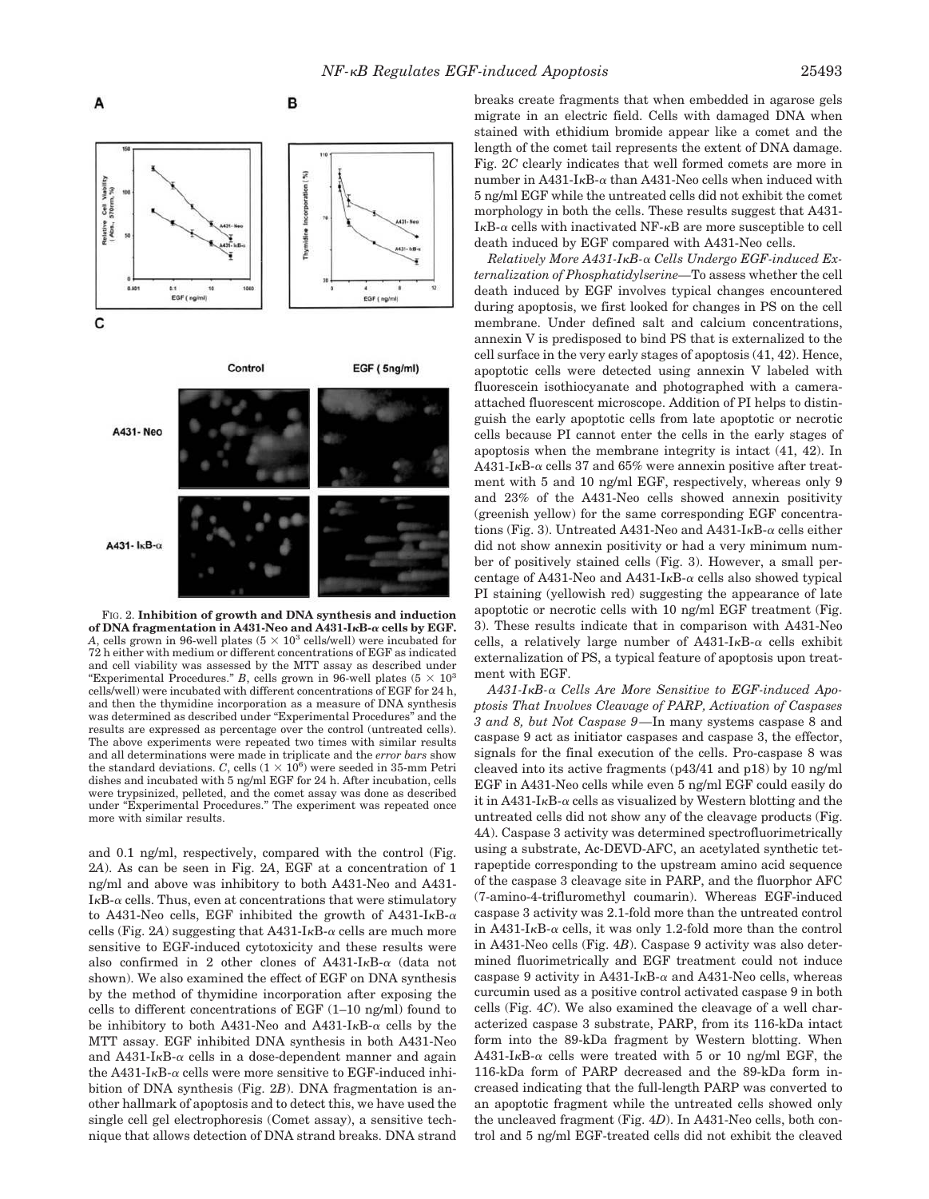FIG. 2. **Inhibition of growth and DNA synthesis and induction of DNA fragmentation in A431-Neo and A431-IκB-α cells by EGF.** *A*, cells grown in 96-well plates ($5 \times 10^3$ cells/well) were incubated for 72 h either with medium or different concentrations of EGF as indicated and cell viability was assessed by the MTT assay as described under "Experimental Procedures." *B*, cells grown in 96-well plates ($5 \times 10^3$ cells/well) were incubated with different concentrations of EGF for 24 h, and then the thymidine incorporation as a measure of DNA synthesis was determined as described under "Experimental Procedures" and the results are expressed as percentage over the control (untreated cells). The above experiments were repeated two times with similar results and all determinations were made in triplicate and the *error bars* show the standard deviations. *C*, cells ($1 \times 10^6$) were seeded in 35-mm Petri dishes and incubated with 5 ng/ml EGF for 24 h. After incubation, cells were trypsinized, pelleted, and the comet assay was done as described under "Experimental Procedures." The experiment was repeated once more with similar results.

and 0.1 ng/ml, respectively, compared with the control (Fig. 2*A*). As can be seen in Fig. 2*A*, EGF at a concentration of 1 ng/ml and above was inhibitory to both A431-Neo and A431-IκB-α cells. Thus, even at concentrations that were stimulatory to A431-Neo cells, EGF inhibited the growth of A431-IκB-α cells (Fig. 2*A*) suggesting that A431-IκB-α cells are much more sensitive to EGF-induced cytotoxicity and these results were also confirmed in 2 other clones of A431-IκB-α (data not shown). We also examined the effect of EGF on DNA synthesis by the method of thymidine incorporation after exposing the cells to different concentrations of EGF (1–10 ng/ml) found to be inhibitory to both A431-Neo and A431-IκB-α cells by the MTT assay. EGF inhibited DNA synthesis in both A431-Neo and A431-IκB-α cells in a dose-dependent manner and again the A431-IκB-α cells were more sensitive to EGF-induced inhibition of DNA synthesis (Fig. 2*B*). DNA fragmentation is another hallmark of apoptosis and to detect this, we have used the single cell gel electrophoresis (Comet assay), a sensitive technique that allows detection of DNA strand breaks. DNA strand breaks create fragments that when embedded in agarose gels migrate in an electric field. Cells with damaged DNA when stained with ethidium bromide appear like a comet and the length of the comet tail represents the extent of DNA damage. Fig. 2*C* clearly indicates that well formed comets are more in number in A431-IκB-α than A431-Neo cells when induced with 5 ng/ml EGF while the untreated cells did not exhibit the comet morphology in both the cells. These results suggest that A431-IκB-α cells with inactivated NF-κB are more susceptible to cell death induced by EGF compared with A431-Neo cells.

*Relatively More A431-IκB-α Cells Undergo EGF-induced Externalization of Phosphatidylserine*—To assess whether the cell death induced by EGF involves typical changes encountered during apoptosis, we first looked for changes in PS on the cell membrane. Under defined salt and calcium concentrations, annexin V is predisposed to bind PS that is externalized to the cell surface in the very early stages of apoptosis (41, 42). Hence, apoptotic cells were detected using annexin V labeled with fluorescein isothiocyanate and photographed with a camera-attached fluorescent microscope. Addition of PI helps to distinguish the early apoptotic cells from late apoptotic or necrotic cells because PI cannot enter the cells in the early stages of apoptosis when the membrane integrity is intact (41, 42). In A431-IκB-α cells 37 and 65% were annexin positive after treatment with 5 and 10 ng/ml EGF, respectively, whereas only 9 and 23% of the A431-Neo cells showed annexin positivity (greenish yellow) for the same corresponding EGF concentrations (Fig. 3). Untreated A431-Neo and A431-IκB-α cells either did not show annexin positivity or had a very minimum number of positively stained cells (Fig. 3). However, a small percentage of A431-Neo and A431-IκB-α cells also showed typical PI staining (yellowish red) suggesting the appearance of late apoptotic or necrotic cells with 10 ng/ml EGF treatment (Fig. 3). These results indicate that in comparison with A431-Neo cells, a relatively large number of A431-IκB-α cells exhibit externalization of PS, a typical feature of apoptosis upon treatment with EGF.

*A431-IκB-α Cells Are More Sensitive to EGF-induced Apoptosis That Involves Cleavage of PARP, Activation of Caspases 3 and 8, but Not Caspase 9*—In many systems caspase 8 and caspase 9 act as initiator caspases and caspase 3, the effector, signals for the final execution of the cells. Pro-caspase 8 was cleaved into its active fragments (p43/41 and p18) by 10 ng/ml EGF in A431-Neo cells while even 5 ng/ml EGF could easily do it in A431-IκB-α cells as visualized by Western blotting and the untreated cells did not show any of the cleavage products (Fig. 4*A*). Caspase 3 activity was determined spectrofluorimetrically using a substrate, Ac-DEVD-AFC, an acetylated synthetic tetrapeptide corresponding to the upstream amino acid sequence of the caspase 3 cleavage site in PARP, and the fluorphor AFC (7-amino-4-trifluoromethyl coumarin). Whereas EGF-induced caspase 3 activity was 2.1-fold more than the untreated control in A431-IκB-α cells, it was only 1.2-fold more than the control in A431-Neo cells (Fig. 4*B*). Caspase 9 activity was also determined fluorimetrically and EGF treatment could not induce caspase 9 activity in A431-IκB-α and A431-Neo cells, whereas curcumin used as a positive control activated caspase 9 in both cells (Fig. 4*C*). We also examined the cleavage of a well characterized caspase 3 substrate, PARP, from its 116-kDa intact form into the 89-kDa fragment by Western blotting. When A431-IκB-α cells were treated with 5 or 10 ng/ml EGF, the 116-kDa form of PARP decreased and the 89-kDa form increased indicating that the full-length PARP was converted to an apoptotic fragment while the untreated cells showed only the uncleaved fragment (Fig. 4*D*). In A431-Neo cells, both control and 5 ng/ml EGF-treated cells did not exhibit the cleaved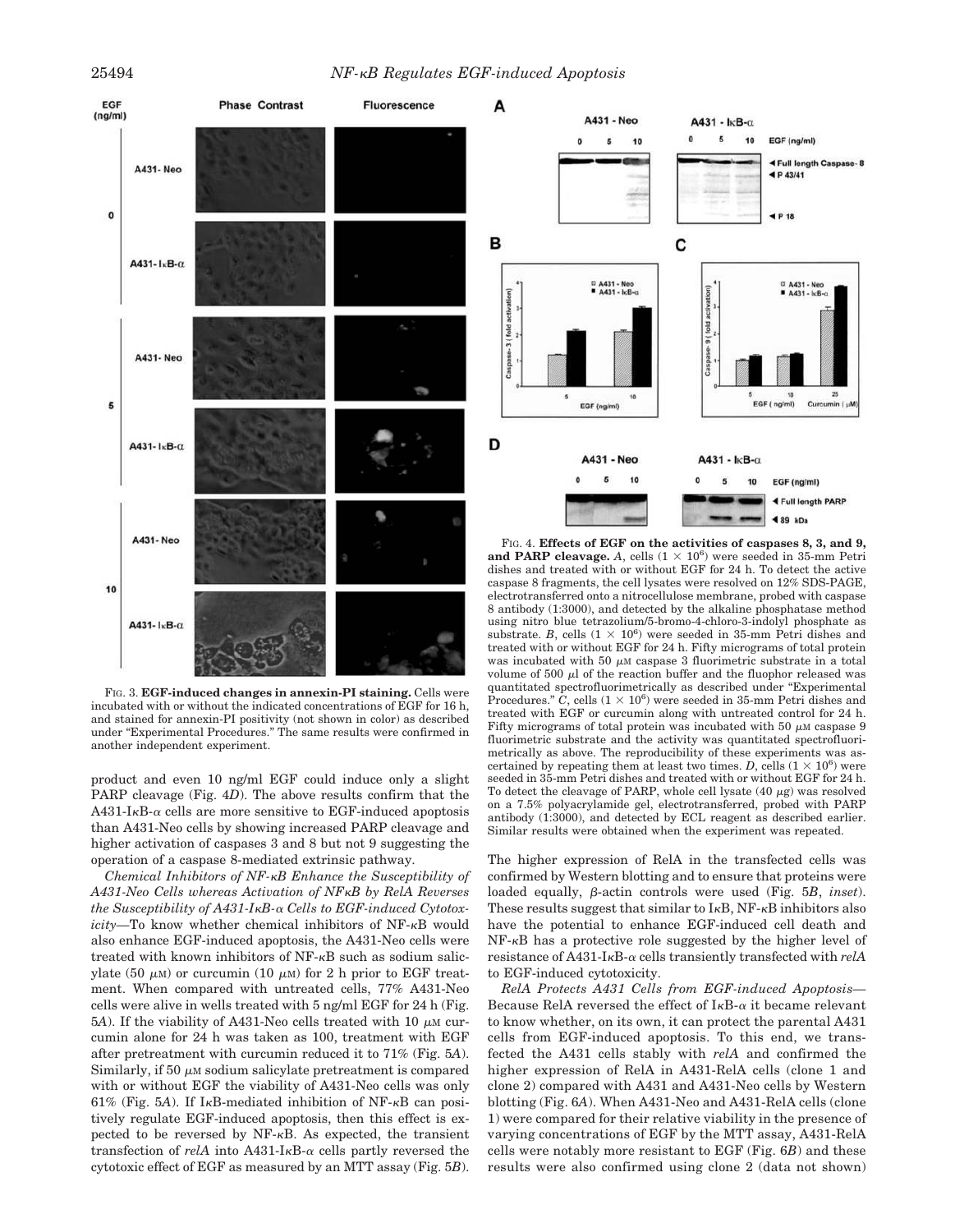FIG. 3. **EGF-induced changes in annexin-PI staining.** Cells were incubated with or without the indicated concentrations of EGF for 16 h, and stained for annexin-PI positivity (not shown in color) as described under "Experimental Procedures." The same results were confirmed in another independent experiment.

FIG. 4. **Effects of EGF on the activities of caspases 8, 3, and 9, and PARP cleavage.** *A*, cells ($1 \times 10^6$) were seeded in 35-mm Petri dishes and treated with or without EGF for 24 h. To detect the active caspase 8 fragments, the cell lysates were resolved on 12% SDS-PAGE, electrotransferred onto a nitrocellulose membrane, probed with caspase 8 antibody (1:3000), and detected by the alkaline phosphatase method using nitro blue tetrazolium/5-bromo-4-chloro-3-indolyl phosphate as substrate. *B*, cells ($1 \times 10^6$) were seeded in 35-mm Petri dishes and treated with or without EGF for 24 h. Fifty micrograms of total protein was incubated with 50 μM caspase 3 fluorimetric substrate in a total volume of 500 μl of the reaction buffer and the fluophor released was quantitated spectrofluorimetrically as described under "Experimental Procedures." *C*, cells ($1 \times 10^6$) were seeded in 35-mm Petri dishes and treated with EGF or curcumin along with untreated control for 24 h. Fifty micrograms of total protein was incubated with 50 μM caspase 9 fluorimetric substrate and the activity was quantitated spectrofluorimetrically as above. The reproducibility of these experiments was ascertained by repeating them at least two times. *D*, cells ($1 \times 10^6$) were seeded in 35-mm Petri dishes and treated with or without EGF for 24 h. To detect the cleavage of PARP, whole cell lysate (40 μg) was resolved on a 7.5% polyacrylamide gel, electrotransferred, probed with PARP antibody (1:3000), and detected by ECL reagent as described earlier. Similar results were obtained when the experiment was repeated.

product and even 10 ng/ml EGF could induce only a slight PARP cleavage (Fig. 4*D*). The above results confirm that the A431-IκB-α cells are more sensitive to EGF-induced apoptosis than A431-Neo cells by showing increased PARP cleavage and higher activation of caspases 3 and 8 but not 9 suggesting the operation of a caspase 8-mediated extrinsic pathway.

*Chemical Inhibitors of NF-κB Enhance the Susceptibility of A431-Neo Cells whereas Activation of NFκB by RelA Reverses the Susceptibility of A431-IκB-α Cells to EGF-induced Cytotoxicity*—To know whether chemical inhibitors of NF-κB would also enhance EGF-induced apoptosis, the A431-Neo cells were treated with known inhibitors of NF-κB such as sodium salicylate (50 μM) or curcumin (10 μM) for 2 h prior to EGF treatment. When compared with untreated cells, 77% A431-Neo cells were alive in wells treated with 5 ng/ml EGF for 24 h (Fig. 5*A*). If the viability of A431-Neo cells treated with 10 μM curcumin alone for 24 h was taken as 100, treatment with EGF after pretreatment with curcumin reduced it to 71% (Fig. 5*A*). Similarly, if 50 μM sodium salicylate pretreatment is compared with or without EGF the viability of A431-Neo cells was only 61% (Fig. 5*A*). If IκB-mediated inhibition of NF-κB can positively regulate EGF-induced apoptosis, then this effect is expected to be reversed by NF-κB. As expected, the transient transfection of *relA* into A431-IκB-α cells partly reversed the cytotoxic effect of EGF as measured by an MTT assay (Fig. 5*B*). The higher expression of RelA in the transfected cells was confirmed by Western blotting and to ensure that proteins were loaded equally, β-actin controls were used (Fig. 5*B*, *inset*). These results suggest that similar to IκB, NF-κB inhibitors also have the potential to enhance EGF-induced cell death and NF-κB has a protective role suggested by the higher level of resistance of A431-IκB-α cells transiently transfected with *relA* to EGF-induced cytotoxicity.

*RelA Protects A431 Cells from EGF-induced Apoptosis*—Because RelA reversed the effect of IκB-α it became relevant to know whether, on its own, it can protect the parental A431 cells from EGF-induced apoptosis. To this end, we transfected the A431 cells stably with *relA* and confirmed the higher expression of RelA in A431-RelA cells (clone 1 and clone 2) compared with A431 and A431-Neo cells by Western blotting (Fig. 6*A*). When A431-Neo and A431-RelA cells (clone 1) were compared for their relative viability in the presence of varying concentrations of EGF by the MTT assay, A431-RelA cells were notably more resistant to EGF (Fig. 6*B*) and these results were also confirmed using clone 2 (data not shown)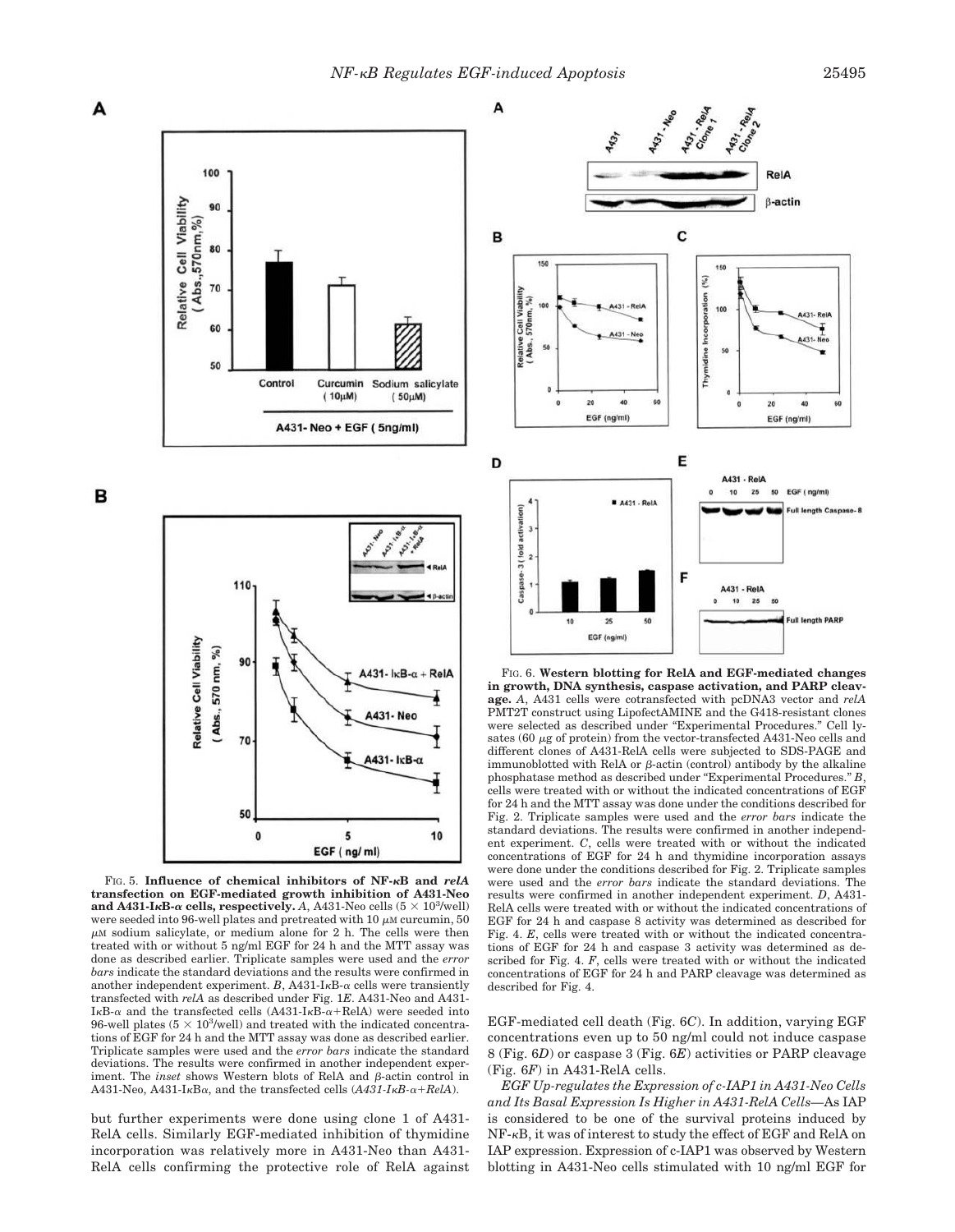FIG. 5. **Influence of chemical inhibitors of NF-κB and *relA* transfection on EGF-mediated growth inhibition of A431-Neo and A431-IκB-α cells, respectively.** *A*, A431-Neo cells ($5 \times 10^3$/well) were seeded into 96-well plates and pretreated with 10 μM curcumin, 50 μM sodium salicylate, or medium alone for 2 h. The cells were then treated with or without 5 ng/ml EGF for 24 h and the MTT assay was done as described earlier. Triplicate samples were used and the *error bars* indicate the standard deviations and the results were confirmed in another independent experiment. *B*, A431-IκB-α cells were transiently transfected with *relA* as described under Fig. 1*E*. A431-Neo and A431-IκB-α and the transfected cells (A431-IκB-α+RelA) were seeded into 96-well plates ($5 \times 10^3$/well) and treated with the indicated concentrations of EGF for 24 h and the MTT assay was done as described earlier. Triplicate samples were used and the *error bars* indicate the standard deviations. The results were confirmed in another independent experiment. The *inset* shows Western blots of RelA and β-actin control in A431-Neo, A431-IκBα, and the transfected cells (*A431-IκB-α+RelA*).

but further experiments were done using clone 1 of A431-RelA cells. Similarly EGF-mediated inhibition of thymidine incorporation was relatively more in A431-Neo than A431-RelA cells confirming the protective role of RelA against EGF-mediated cell death (Fig. 6*C*). In addition, varying EGF concentrations even up to 50 ng/ml could not induce caspase 8 (Fig. 6*D*) or caspase 3 (Fig. 6*E*) activities or PARP cleavage (Fig. 6*F*) in A431-RelA cells.

FIG. 6. **Western blotting for RelA and EGF-mediated changes in growth, DNA synthesis, caspase activation, and PARP cleavage.** *A*, A431 cells were cotransfected with pcDNA3 vector and *relA* PMT2T construct using LipofectAMINE and the G418-resistant clones were selected as described under "Experimental Procedures." Cell lysates (60 μg of protein) from the vector-transfected A431-Neo cells and different clones of A431-RelA cells were subjected to SDS-PAGE and immunoblotted with RelA or β-actin (control) antibody by the alkaline phosphatase method as described under "Experimental Procedures." *B*, cells were treated with or without the indicated concentrations of EGF for 24 h and the MTT assay was done under the conditions described for Fig. 2. Triplicate samples were used and the *error bars* indicate the standard deviations. The results were confirmed in another independent experiment. *C*, cells were treated with or without the indicated concentrations of EGF for 24 h and thymidine incorporation assays were done under the conditions described for Fig. 2. Triplicate samples were used and the *error bars* indicate the standard deviations. The results were confirmed in another independent experiment. *D*, A431-RelA cells were treated with or without the indicated concentrations of EGF for 24 h and caspase 8 activity was determined as described for Fig. 4. *E*, cells were treated with or without the indicated concentrations of EGF for 24 h and caspase 3 activity was determined as described for Fig. 4. *F*, cells were treated with or without the indicated concentrations of EGF for 24 h and PARP cleavage was determined as described for Fig. 4.

*EGF Up-regulates the Expression of c-IAP1 in A431-Neo Cells and Its Basal Expression Is Higher in A431-RelA Cells*—As IAP is considered to be one of the survival proteins induced by NF-κB, it was of interest to study the effect of EGF and RelA on IAP expression. Expression of c-IAP1 was observed by Western blotting in A431-Neo cells stimulated with 10 ng/ml EGF for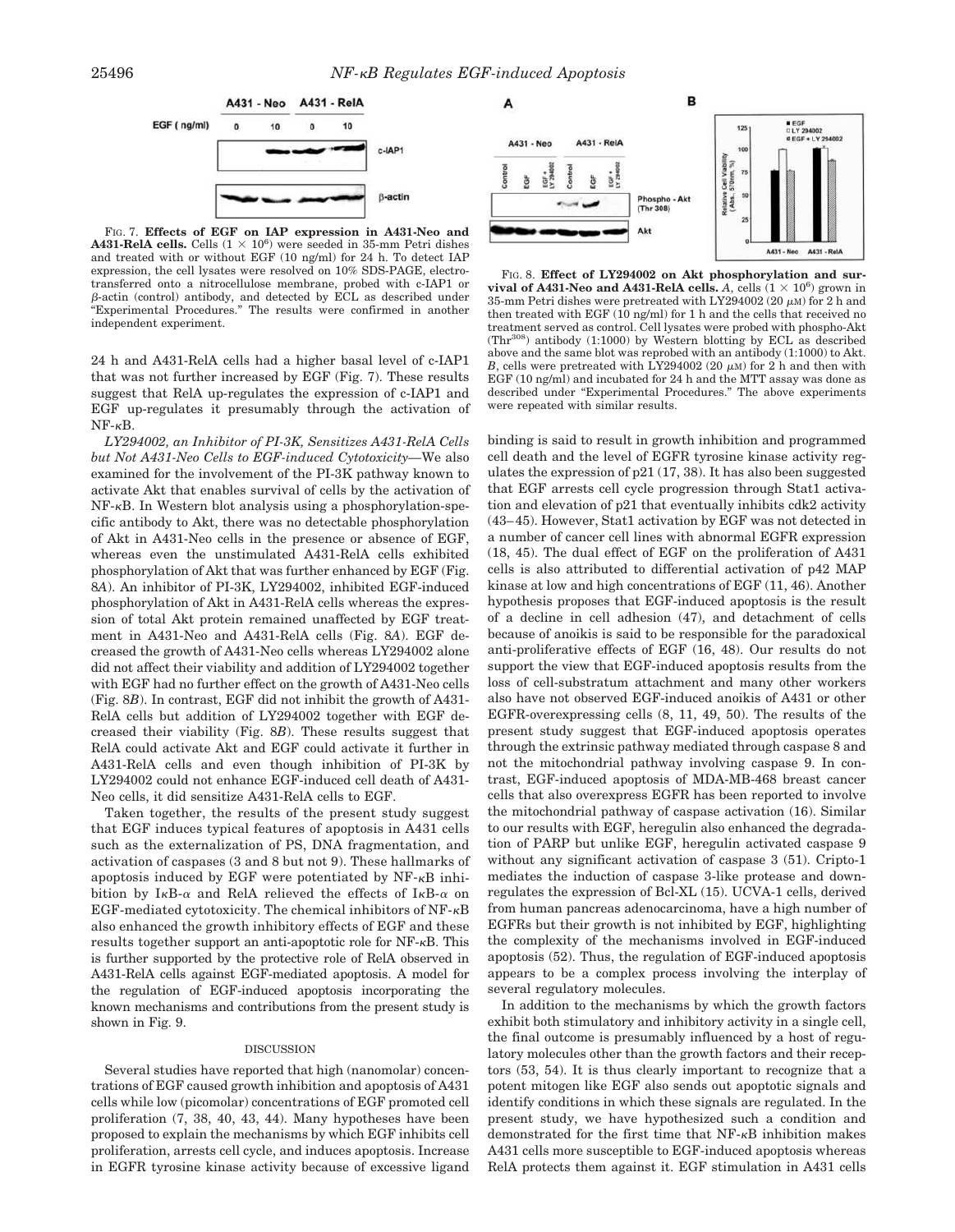FIG. 7. **Effects of EGF on IAP expression in A431-Neo and A431-RelA cells.** Cells ($1 \times 10^6$) were seeded in 35-mm Petri dishes and treated with or without EGF (10 ng/ml) for 24 h. To detect IAP expression, the cell lysates were resolved on 10% SDS-PAGE, electrotransferred onto a nitrocellulose membrane, probed with c-IAP1 or β-actin (control) antibody, and detected by ECL as described under "Experimental Procedures." The results were confirmed in another independent experiment.

FIG. 8. **Effect of LY294002 on Akt phosphorylation and survival of A431-Neo and A431-RelA cells.** *A*, cells ($1 \times 10^6$) grown in 35-mm Petri dishes were pretreated with LY294002 (20 μM) for 2 h and then treated with EGF (10 ng/ml) for 1 h and the cells that received no treatment served as control. Cell lysates were probed with phospho-Akt (Thr[308]) antibody (1:1000) by Western blotting by ECL as described above and the same blot was reprobed with an antibody (1:1000) to Akt. *B*, cells were pretreated with LY294002 (20 μM) for 2 h and then with EGF (10 ng/ml) and incubated for 24 h and the MTT assay was done as described under "Experimental Procedures." The above experiments were repeated with similar results.

24 h and A431-RelA cells had a higher basal level of c-IAP1 that was not further increased by EGF (Fig. 7). These results suggest that RelA up-regulates the expression of c-IAP1 and EGF up-regulates it presumably through the activation of NF-κB.

*LY294002, an Inhibitor of PI-3K, Sensitizes A431-RelA Cells but Not A431-Neo Cells to EGF-induced Cytotoxicity*—We also examined for the involvement of the PI-3K pathway known to activate Akt that enables survival of cells by the activation of NF-κB. In Western blot analysis using a phosphorylation-specific antibody to Akt, there was no detectable phosphorylation of Akt in A431-Neo cells in the presence or absence of EGF, whereas even the unstimulated A431-RelA cells exhibited phosphorylation of Akt that was further enhanced by EGF (Fig. 8*A*). An inhibitor of PI-3K, LY294002, inhibited EGF-induced phosphorylation of Akt in A431-RelA cells whereas the expression of total Akt protein remained unaffected by EGF treatment in A431-Neo and A431-RelA cells (Fig. 8*A*). EGF decreased the growth of A431-Neo cells whereas LY294002 alone did not affect their viability and addition of LY294002 together with EGF had no further effect on the growth of A431-Neo cells (Fig. 8*B*). In contrast, EGF did not inhibit the growth of A431-RelA cells but addition of LY294002 together with EGF decreased their viability (Fig. 8*B*). These results suggest that RelA could activate Akt and EGF could activate it further in A431-RelA cells and even though inhibition of PI-3K by LY294002 could not enhance EGF-induced cell death of A431-Neo cells, it did sensitize A431-RelA cells to EGF.

Taken together, the results of the present study suggest that EGF induces typical features of apoptosis in A431 cells such as the externalization of PS, DNA fragmentation, and activation of caspases (3 and 8 but not 9). These hallmarks of apoptosis induced by EGF were potentiated by NF-κB inhibition by IκB-α and RelA relieved the effects of IκB-α on EGF-mediated cytotoxicity. The chemical inhibitors of NF-κB also enhanced the growth inhibitory effects of EGF and these results together support an anti-apoptotic role for NF-κB. This is further supported by the protective role of RelA observed in A431-RelA cells against EGF-mediated apoptosis. A model for the regulation of EGF-induced apoptosis incorporating the known mechanisms and contributions from the present study is shown in Fig. 9.

## DISCUSSION

Several studies have reported that high (nanomolar) concentrations of EGF caused growth inhibition and apoptosis of A431 cells while low (picomolar) concentrations of EGF promoted cell proliferation (7, 38, 40, 43, 44). Many hypotheses have been proposed to explain the mechanisms by which EGF inhibits cell proliferation, arrests cell cycle, and induces apoptosis. Increase in EGFR tyrosine kinase activity because of excessive ligand binding is said to result in growth inhibition and programmed cell death and the level of EGFR tyrosine kinase activity regulates the expression of p21 (17, 38). It has also been suggested that EGF arrests cell cycle progression through Stat1 activation and elevation of p21 that eventually inhibits cdk2 activity (43–45). However, Stat1 activation by EGF was not detected in a number of cancer cell lines with abnormal EGFR expression (18, 45). The dual effect of EGF on the proliferation of A431 cells is also attributed to differential activation of p42 MAP kinase at low and high concentrations of EGF (11, 46). Another hypothesis proposes that EGF-induced apoptosis is the result of a decline in cell adhesion (47), and detachment of cells because of anoikis is said to be responsible for the paradoxical anti-proliferative effects of EGF (16, 48). Our results do not support the view that EGF-induced apoptosis results from the loss of cell-substratum attachment and many other workers also have not observed EGF-induced anoikis of A431 or other EGFR-overexpressing cells (8, 11, 49, 50). The results of the present study suggest that EGF-induced apoptosis operates through the extrinsic pathway mediated through caspase 8 and not the mitochondrial pathway involving caspase 9. In contrast, EGF-induced apoptosis of MDA-MB-468 breast cancer cells that also overexpress EGFR has been reported to involve the mitochondrial pathway of caspase activation (16). Similar to our results with EGF, heregulin also enhanced the degradation of PARP but unlike EGF, heregulin activated caspase 9 without any significant activation of caspase 3 (51). Cripto-1 mediates the induction of caspase 3-like protease and down-regulates the expression of Bcl-XL (15). UCVA-1 cells, derived from human pancreas adenocarcinoma, have a high number of EGFRs but their growth is not inhibited by EGF, highlighting the complexity of the mechanisms involved in EGF-induced apoptosis (52). Thus, the regulation of EGF-induced apoptosis appears to be a complex process involving the interplay of several regulatory molecules.

In addition to the mechanisms by which the growth factors exhibit both stimulatory and inhibitory activity in a single cell, the final outcome is presumably influenced by a host of regulatory molecules other than the growth factors and their receptors (53, 54). It is thus clearly important to recognize that a potent mitogen like EGF also sends out apoptotic signals and identify conditions in which these signals are regulated. In the present study, we have hypothesized such a condition and demonstrated for the first time that NF-κB inhibition makes A431 cells more susceptible to EGF-induced apoptosis whereas RelA protects them against it. EGF stimulation in A431 cells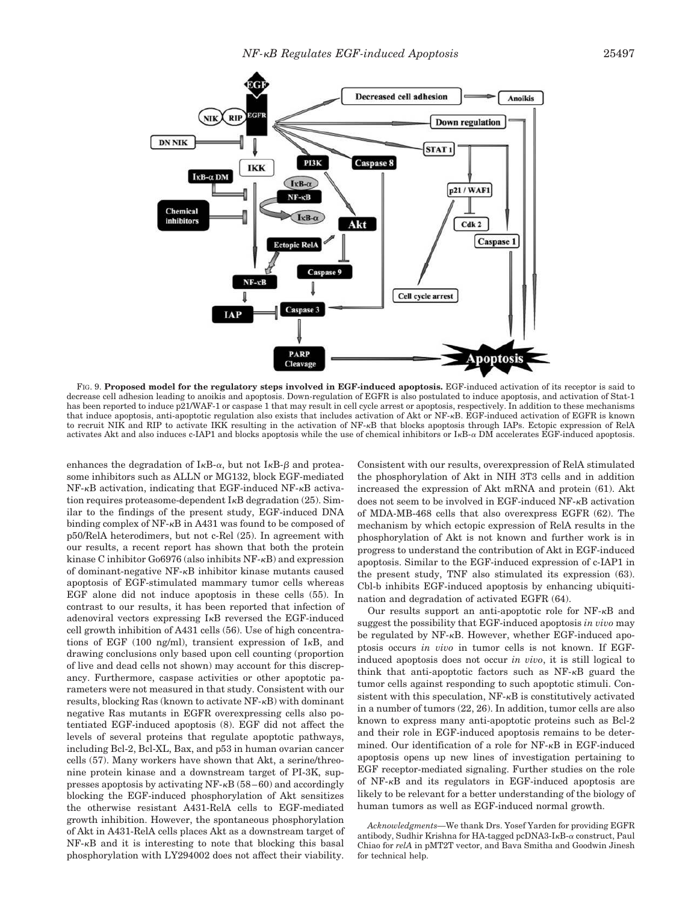FIG. 9. **Proposed model for the regulatory steps involved in EGF-induced apoptosis.** EGF-induced activation of its receptor is said to decrease cell adhesion leading to anoikis and apoptosis. Down-regulation of EGFR is also postulated to induce apoptosis, and activation of Stat-1 has been reported to induce p21/WAF-1 or caspase 1 that may result in cell cycle arrest or apoptosis, respectively. In addition to these mechanisms that induce apoptosis, anti-apoptotic regulation also exists that includes activation of Akt or NF-κB. EGF-induced activation of EGFR is known to recruit NIK and RIP to activate IKK resulting in the activation of NF-κB that blocks apoptosis through IAPs. Ectopic expression of RelA activates Akt and also induces c-IAP1 and blocks apoptosis while the use of chemical inhibitors or IκB-α DM accelerates EGF-induced apoptosis.

enhances the degradation of IκB-α, but not IκB-β and proteasome inhibitors such as ALLN or MG132, block EGF-mediated NF-κB activation, indicating that EGF-induced NF-κB activation requires proteasome-dependent IκB degradation (25). Similar to the findings of the present study, EGF-induced DNA binding complex of NF-κB in A431 was found to be composed of p50/RelA heterodimers, but not c-Rel (25). In agreement with our results, a recent report has shown that both the protein kinase C inhibitor Go6976 (also inhibits NF-κB) and expression of dominant-negative NF-κB inhibitor kinase mutants caused apoptosis of EGF-stimulated mammary tumor cells whereas EGF alone did not induce apoptosis in these cells (55). In contrast to our results, it has been reported that infection of adenoviral vectors expressing IκB reversed the EGF-induced cell growth inhibition of A431 cells (56). Use of high concentrations of EGF (100 ng/ml), transient expression of IκB, and drawing conclusions only based upon cell counting (proportion of live and dead cells not shown) may account for this discrepancy. Furthermore, caspase activities or other apoptotic parameters were not measured in that study. Consistent with our results, blocking Ras (known to activate NF-κB) with dominant negative Ras mutants in EGFR overexpressing cells also potentiated EGF-induced apoptosis (8). EGF did not affect the levels of several proteins that regulate apoptotic pathways, including Bcl-2, Bcl-XL, Bax, and p53 in human ovarian cancer cells (57). Many workers have shown that Akt, a serine/threonine protein kinase and a downstream target of PI-3K, suppresses apoptosis by activating NF-κB (58–60) and accordingly blocking the EGF-induced phosphorylation of Akt sensitizes the otherwise resistant A431-RelA cells to EGF-mediated growth inhibition. However, the spontaneous phosphorylation of Akt in A431-RelA cells places Akt as a downstream target of NF-κB and it is interesting to note that blocking this basal phosphorylation with LY294002 does not affect their viability. Consistent with our results, overexpression of RelA stimulated the phosphorylation of Akt in NIH 3T3 cells and in addition increased the expression of Akt mRNA and protein (61). Akt does not seem to be involved in EGF-induced NF-κB activation of MDA-MB-468 cells that also overexpress EGFR (62). The mechanism by which ectopic expression of RelA results in the phosphorylation of Akt is not known and further work is in progress to understand the contribution of Akt in EGF-induced apoptosis. Similar to the EGF-induced expression of c-IAP1 in the present study, TNF also stimulated its expression (63). Cbl-b inhibits EGF-induced apoptosis by enhancing ubiquitination and degradation of activated EGFR (64).

Our results support an anti-apoptotic role for NF-κB and suggest the possibility that EGF-induced apoptosis *in vivo* may be regulated by NF-κB. However, whether EGF-induced apoptosis occurs *in vivo* in tumor cells is not known. If EGF-induced apoptosis does not occur *in vivo*, it is still logical to think that anti-apoptotic factors such as NF-κB guard the tumor cells against responding to such apoptotic stimuli. Consistent with this speculation, NF-κB is constitutively activated in a number of tumors (22, 26). In addition, tumor cells are also known to express many anti-apoptotic proteins such as Bcl-2 and their role in EGF-induced apoptosis remains to be determined. Our identification of a role for NF-κB in EGF-induced apoptosis opens up new lines of investigation pertaining to EGF receptor-mediated signaling. Further studies on the role of NF-κB and its regulators in EGF-induced apoptosis are likely to be relevant for a better understanding of the biology of human tumors as well as EGF-induced normal growth.

*Acknowledgments*—We thank Drs. Yosef Yarden for providing EGFR antibody, Sudhir Krishna for HA-tagged pcDNA3-IκB-α construct, Paul Chiao for *relA* in pMT2T vector, and Bava Smitha and Goodwin Jinesh for technical help.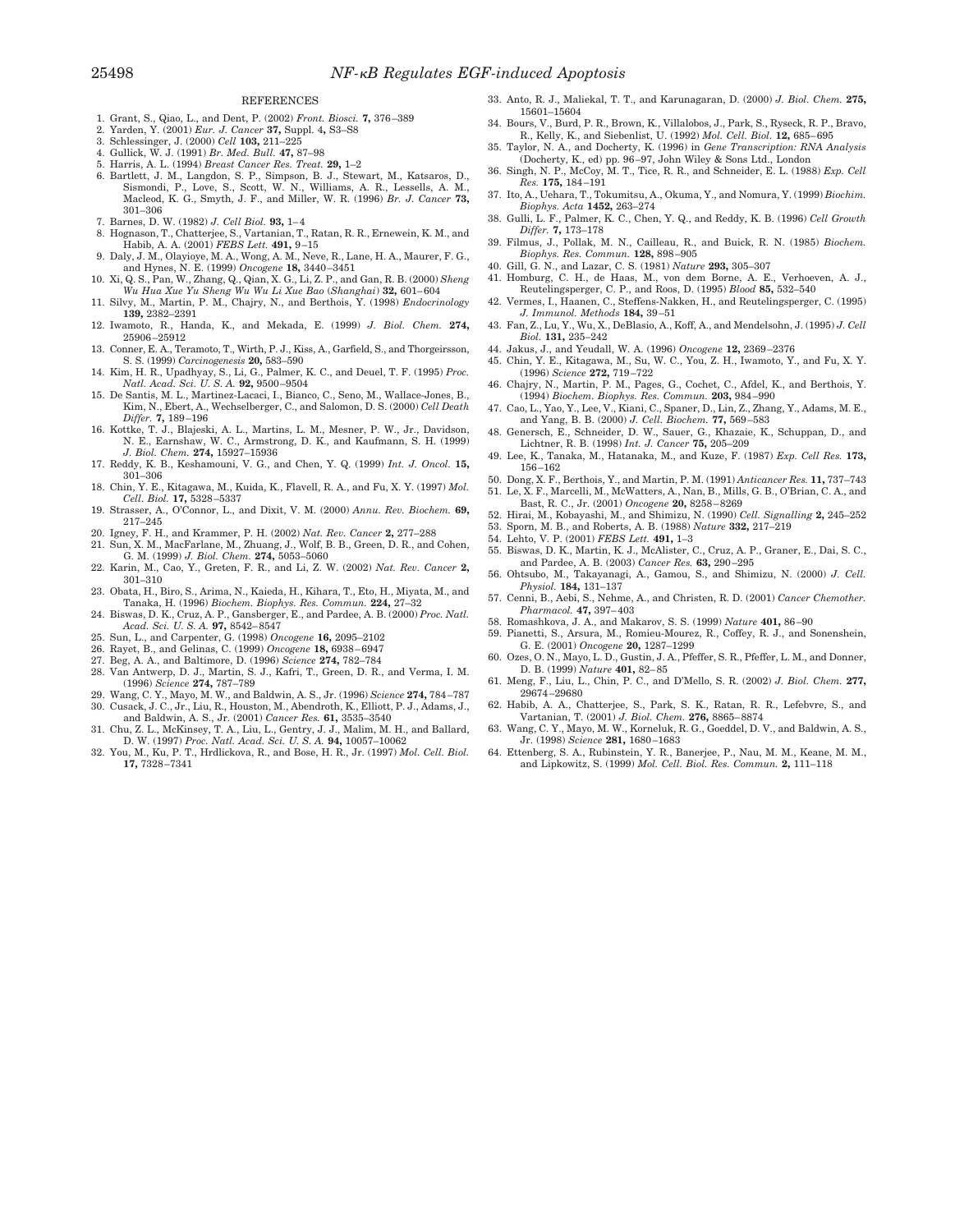## REFERENCES

1. Grant, S., Qiao, L., and Dent, P. (2002) *Front. Biosci.* **7,** 376–389
2. Yarden, Y. (2001) *Eur. J. Cancer* **37,** Suppl. 4, S3–S8
3. Schlessinger, J. (2000) *Cell* **103,** 211–225
4. Gullick, W. J. (1991) *Br. Med. Bull.* **47,** 87–98
5. Harris, A. L. (1994) *Breast Cancer Res. Treat.* **29,** 1–2
6. Bartlett, J. M., Langdon, S. P., Simpson, B. J., Stewart, M., Katsaros, D., Sismondi, P., Love, S., Scott, W. N., Williams, A. R., Lessells, A. M., Macleod, K. G., Smyth, J. F., and Miller, W. R. (1996) *Br. J. Cancer* **73,** 301–306
7. Barnes, D. W. (1982) *J. Cell Biol.* **93,** 1–4
8. Hognason, T., Chatterjee, S., Vartanian, T., Ratan, R. R., Ernewein, K. M., and Habib, A. A. (2001) *FEBS Lett.* **491,** 9–15
9. Daly, J. M., Olayioye, M. A., Wong, A. M., Neve, R., Lane, H. A., Maurer, F. G., and Hynes, N. E. (1999) *Oncogene* **18,** 3440–3451
10. Xi, Q. S., Pan, W., Zhang, Q., Qian, X. G., Li, Z. P., and Gan, R. B. (2000) *Sheng Wu Hua Xue Yu Sheng Wu Wu Li Xue Bao (Shanghai)* **32,** 601–604
11. Silvy, M., Martin, P. M., Chajry, N., and Berthois, Y. (1998) *Endocrinology* **139,** 2382–2391
12. Iwamoto, R., Handa, K., and Mekada, E. (1999) *J. Biol. Chem.* **274,** 25906–25912
13. Conner, E. A., Teramoto, T., Wirth, P. J., Kiss, A., Garfield, S., and Thorgeirsson, S. S. (1999) *Carcinogenesis* **20,** 583–590
14. Kim, H. R., Upadhyay, S., Li, G., Palmer, K. C., and Deuel, T. F. (1995) *Proc. Natl. Acad. Sci. U. S. A.* **92,** 9500–9504
15. De Santis, M. L., Martinez-Lacaci, I., Bianco, C., Seno, M., Wallace-Jones, B., Kim, N., Ebert, A., Wechselberger, C., and Salomon, D. S. (2000) *Cell Death Differ.* **7,** 189–196
16. Kottke, T. J., Blajeski, A. L., Martins, L. M., Mesner, P. W., Jr., Davidson, N. E., Earnshaw, W. C., Armstrong, D. K., and Kaufmann, S. H. (1999) *J. Biol. Chem.* **274,** 15927–15936
17. Reddy, K. B., Keshamouni, V. G., and Chen, Y. Q. (1999) *Int. J. Oncol.* **15,** 301–306
18. Chin, Y. E., Kitagawa, M., Kuida, K., Flavell, R. A., and Fu, X. Y. (1997) *Mol. Cell. Biol.* **17,** 5328–5337
19. Strasser, A., O'Connor, L., and Dixit, V. M. (2000) *Annu. Rev. Biochem.* **69,** 217–245
20. Igney, F. H., and Krammer, P. H. (2002) *Nat. Rev. Cancer* **2,** 277–288
21. Sun, X. M., MacFarlane, M., Zhuang, J., Wolf, B. B., Green, D. R., and Cohen, G. M. (1999) *J. Biol. Chem.* **274,** 5053–5060
22. Karin, M., Cao, Y., Greten, F. R., and Li, Z. W. (2002) *Nat. Rev. Cancer* **2,** 301–310
23. Obata, H., Biro, S., Arima, N., Kaieda, H., Kihara, T., Eto, H., Miyata, M., and Tanaka, H. (1996) *Biochem. Biophys. Res. Commun.* **224,** 27–32
24. Biswas, D. K., Cruz, A. P., Gansberger, E., and Pardee, A. B. (2000) *Proc. Natl. Acad. Sci. U. S. A.* **97,** 8542–8547
25. Sun, L., and Carpenter, G. (1998) *Oncogene* **16,** 2095–2102
26. Rayet, B., and Gelinas, C. (1999) *Oncogene* **18,** 6938–6947
27. Beg, A. A., and Baltimore, D. (1996) *Science* **274,** 782–784
28. Van Antwerp, D. J., Martin, S. J., Kafri, T., Green, D. R., and Verma, I. M. (1996) *Science* **274,** 787–789
29. Wang, C. Y., Mayo, M. W., and Baldwin, A. S., Jr. (1996) *Science* **274,** 784–787
30. Cusack, J. C., Jr., Liu, R., Houston, M., Abendroth, K., Elliott, P. J., Adams, J., and Baldwin, A. S., Jr. (2001) *Cancer Res.* **61,** 3535–3540
31. Chu, Z. L., McKinsey, T. A., Liu, L., Gentry, J. J., Malim, M. H., and Ballard, D. W. (1997) *Proc. Natl. Acad. Sci. U. S. A.* **94,** 10057–10062
32. You, M., Ku, P. T., Hrdlickova, R., and Bose, H. R., Jr. (1997) *Mol. Cell. Biol.* **17,** 7328–7341
33. Anto, R. J., Maliekal, T. T., and Karunagaran, D. (2000) *J. Biol. Chem.* **275,** 15601–15604
34. Bours, V., Burd, P. R., Brown, K., Villalobos, J., Park, S., Ryseck, R. P., Bravo, R., Kelly, K., and Siebenlist, U. (1992) *Mol. Cell. Biol.* **12,** 685–695
35. Taylor, N. A., and Docherty, K. (1996) in *Gene Transcription: RNA Analysis* (Docherty, K., ed) pp. 96–97, John Wiley & Sons Ltd., London
36. Singh, N. P., McCoy, M. T., Tice, R. R., and Schneider, E. L. (1988) *Exp. Cell Res.* **175,** 184–191
37. Ito, A., Uehara, T., Tokumitsu, A., Okuma, Y., and Nomura, Y. (1999) *Biochim. Biophys. Acta* **1452,** 263–274
38. Gulli, L. F., Palmer, K. C., Chen, Y. Q., and Reddy, K. B. (1996) *Cell Growth Differ.* **7,** 173–178
39. Filmus, J., Pollak, M. N., Cailleau, R., and Buick, R. N. (1985) *Biochem. Biophys. Res. Commun.* **128,** 898–905
40. Gill, G. N., and Lazar, C. S. (1981) *Nature* **293,** 305–307
41. Homburg, C. H., de Haas, M., von dem Borne, A. E., Verhoeven, A. J., Reutelingsperger, C. P., and Roos, D. (1995) *Blood* **85,** 532–540
42. Vermes, I., Haanen, C., Steffens-Nakken, H., and Reutelingsperger, C. (1995) *J. Immunol. Methods* **184,** 39–51
43. Fan, Z., Lu, Y., Wu, X., DeBlasio, A., Koff, A., and Mendelsohn, J. (1995) *J. Cell Biol.* **131,** 235–242
44. Jakus, J., and Yeudall, W. A. (1996) *Oncogene* **12,** 2369–2376
45. Chin, Y. E., Kitagawa, M., Su, W. C., You, Z. H., Iwamoto, Y., and Fu, X. Y. (1996) *Science* **272,** 719–722
46. Chajry, N., Martin, P. M., Pages, G., Cochet, C., Afdel, K., and Berthois, Y. (1994) *Biochem. Biophys. Res. Commun.* **203,** 984–990
47. Cao, L., Yao, Y., Lee, V., Kiani, C., Spaner, D., Lin, Z., Zhang, Y., Adams, M. E., and Yang, B. B. (2000) *J. Cell. Biochem.* **77,** 569–583
48. Genersch, E., Schneider, D. W., Sauer, G., Khazaie, K., Schuppan, D., and Lichtner, R. B. (1998) *Int. J. Cancer* **75,** 205–209
49. Lee, K., Tanaka, M., Hatanaka, M., and Kuze, F. (1987) *Exp. Cell Res.* **173,** 156–162
50. Dong, X. F., Berthois, Y., and Martin, P. M. (1991) *Anticancer Res.* **11,** 737–743
51. Le, X. F., Marcelli, M., McWatters, A., Nan, B., Mills, G. B., O'Brian, C. A., and Bast, R. C., Jr. (2001) *Oncogene* **20,** 8258–8269
52. Hirai, M., Kobayashi, M., and Shimizu, N. (1990) *Cell. Signalling* **2,** 245–252
53. Sporn, M. B., and Roberts, A. B. (1988) *Nature* **332,** 217–219
54. Lehto, V. P. (2001) *FEBS Lett.* **491,** 1–3
55. Biswas, D. K., Martin, K. J., McAlister, C., Cruz, A. P., Graner, E., Dai, S. C., and Pardee, A. B. (2003) *Cancer Res.* **63,** 290–295
56. Ohtsubo, M., Takayanagi, A., Gamou, S., and Shimizu, N. (2000) *J. Cell. Physiol.* **184,** 131–137
57. Cenni, B., Aebi, S., Nehme, A., and Christen, R. D. (2001) *Cancer Chemother. Pharmacol.* **47,** 397–403
58. Romashkova, J. A., and Makarov, S. S. (1999) *Nature* **401,** 86–90
59. Pianetti, S., Arsura, M., Romieu-Mourez, R., Coffey, R. J., and Sonenshein, G. E. (2001) *Oncogene* **20,** 1287–1299
60. Ozes, O. N., Mayo, L. D., Gustin, J. A., Pfeffer, S. R., Pfeffer, L. M., and Donner, D. B. (1999) *Nature* **401,** 82–85
61. Meng, F., Liu, L., Chin, P. C., and D'Mello, S. R. (2002) *J. Biol. Chem.* **277,** 29674–29680
62. Habib, A. A., Chatterjee, S., Park, S. K., Ratan, R. R., Lefebvre, S., and Vartanian, T. (2001) *J. Biol. Chem.* **276,** 8865–8874
63. Wang, C. Y., Mayo, M. W., Korneluk, R. G., Goeddel, D. V., and Baldwin, A. S., Jr. (1998) *Science* **281,** 1680–1683
64. Ettenberg, S. A., Rubinstein, Y. R., Banerjee, P., Nau, M. M., Keane, M. M., and Lipkowitz, S. (1999) *Mol. Cell. Biol. Res. Commun.* **2,** 111–118